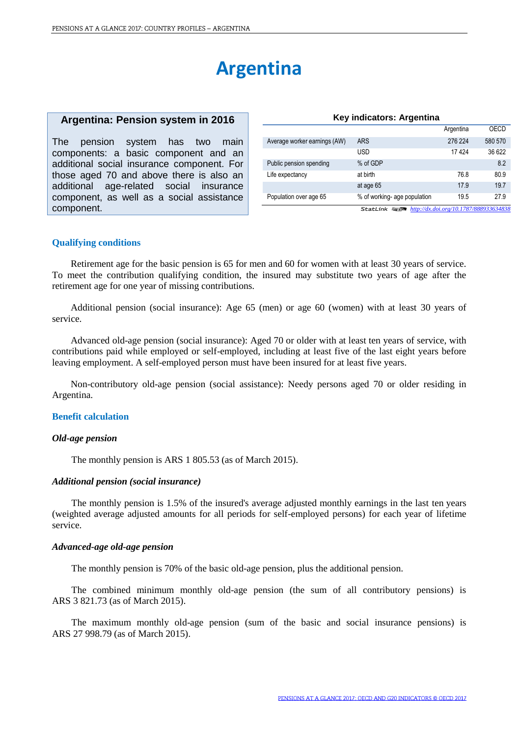# Argentina

## Argentina: Pension system in 2016

The pension system has two main components: a basic component and an additional social insurance component. For those aged 70 and above there is also an additional age-related social insurance component, as well as a social assistance component.

**Key indicators: Argentina**

| | | Argentina | OECD |
|---|---|---|---|
| Average worker earnings (AW) | ARS | 276 224 | 580 570 |
| | USD | 17 424 | 36 622 |
| Public pension spending | % of GDP | | 8.2 |
| Life expectancy | at birth | 76.8 | 80.9 |
| | at age 65 | 17.9 | 19.7 |
| Population over age 65 | % of working- age population | 19.5 | 27.9 |

StatLink http://dx.doi.org/10.1787/888933634838

### Qualifying conditions

Retirement age for the basic pension is 65 for men and 60 for women with at least 30 years of service. To meet the contribution qualifying condition, the insured may substitute two years of age after the retirement age for one year of missing contributions.

Additional pension (social insurance): Age 65 (men) or age 60 (women) with at least 30 years of service.

Advanced old-age pension (social insurance): Aged 70 or older with at least ten years of service, with contributions paid while employed or self-employed, including at least five of the last eight years before leaving employment. A self-employed person must have been insured for at least five years.

Non-contributory old-age pension (social assistance): Needy persons aged 70 or older residing in Argentina.

### Benefit calculation

#### *Old-age pension*

The monthly pension is ARS 1 805.53 (as of March 2015).

#### *Additional pension (social insurance)*

The monthly pension is 1.5% of the insured's average adjusted monthly earnings in the last ten years (weighted average adjusted amounts for all periods for self-employed persons) for each year of lifetime service.

#### *Advanced-age old-age pension*

The monthly pension is 70% of the basic old-age pension, plus the additional pension.

The combined minimum monthly old-age pension (the sum of all contributory pensions) is ARS 3 821.73 (as of March 2015).

The maximum monthly old-age pension (sum of the basic and social insurance pensions) is ARS 27 998.79 (as of March 2015).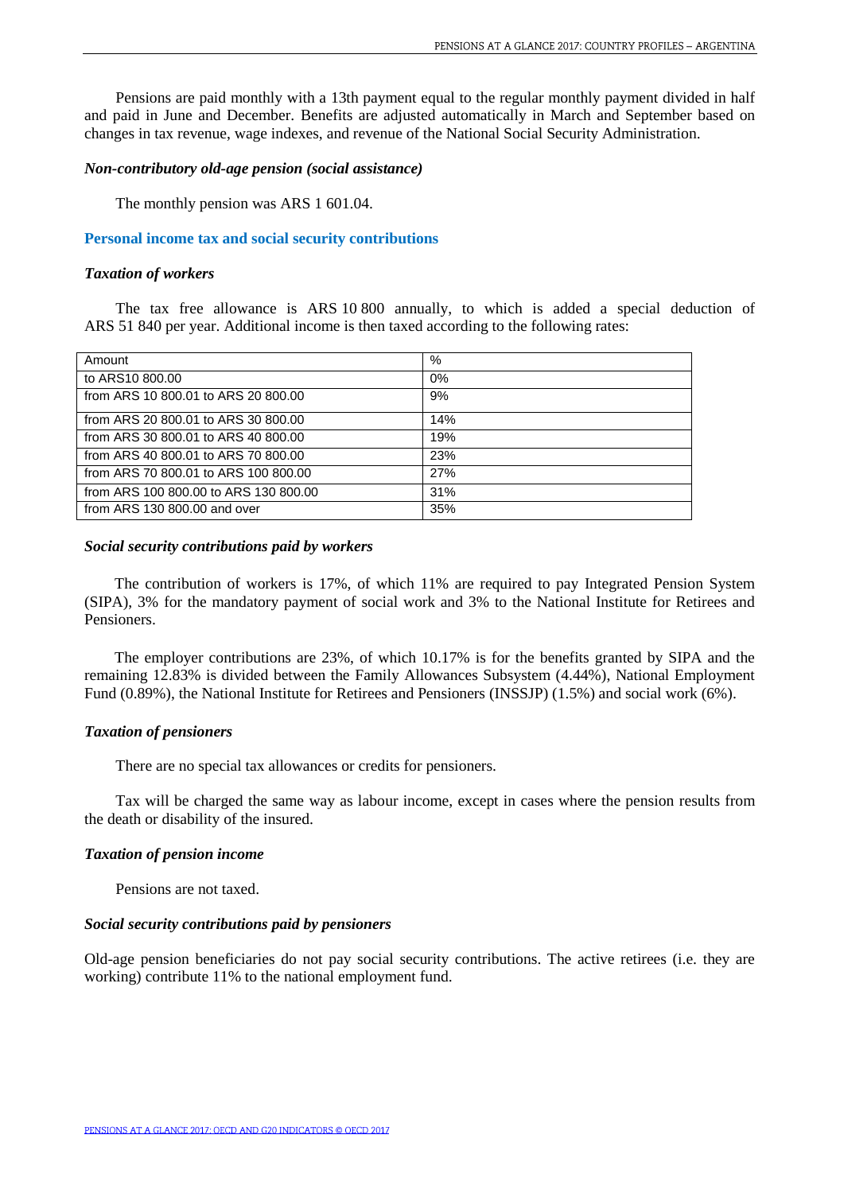Pensions are paid monthly with a 13th payment equal to the regular monthly payment divided in half and paid in June and December. Benefits are adjusted automatically in March and September based on changes in tax revenue, wage indexes, and revenue of the National Social Security Administration.

#### *Non-contributory old-age pension (social assistance)*

The monthly pension was ARS 1 601.04.

### Personal income tax and social security contributions

#### *Taxation of workers*

The tax free allowance is ARS 10 800 annually, to which is added a special deduction of ARS 51 840 per year. Additional income is then taxed according to the following rates:

| Amount | % |
|---|---|
| to ARS10 800.00 | 0% |
| from ARS 10 800.01 to ARS 20 800.00 | 9% |
| from ARS 20 800.01 to ARS 30 800.00 | 14% |
| from ARS 30 800.01 to ARS 40 800.00 | 19% |
| from ARS 40 800.01 to ARS 70 800.00 | 23% |
| from ARS 70 800.01 to ARS 100 800.00 | 27% |
| from ARS 100 800.00 to ARS 130 800.00 | 31% |
| from ARS 130 800.00 and over | 35% |

#### *Social security contributions paid by workers*

The contribution of workers is 17%, of which 11% are required to pay Integrated Pension System (SIPA), 3% for the mandatory payment of social work and 3% to the National Institute for Retirees and Pensioners.

The employer contributions are 23%, of which 10.17% is for the benefits granted by SIPA and the remaining 12.83% is divided between the Family Allowances Subsystem (4.44%), National Employment Fund (0.89%), the National Institute for Retirees and Pensioners (INSSJP) (1.5%) and social work (6%).

#### *Taxation of pensioners*

There are no special tax allowances or credits for pensioners.

Tax will be charged the same way as labour income, except in cases where the pension results from the death or disability of the insured.

#### *Taxation of pension income*

Pensions are not taxed.

#### *Social security contributions paid by pensioners*

Old-age pension beneficiaries do not pay social security contributions. The active retirees (i.e. they are working) contribute 11% to the national employment fund.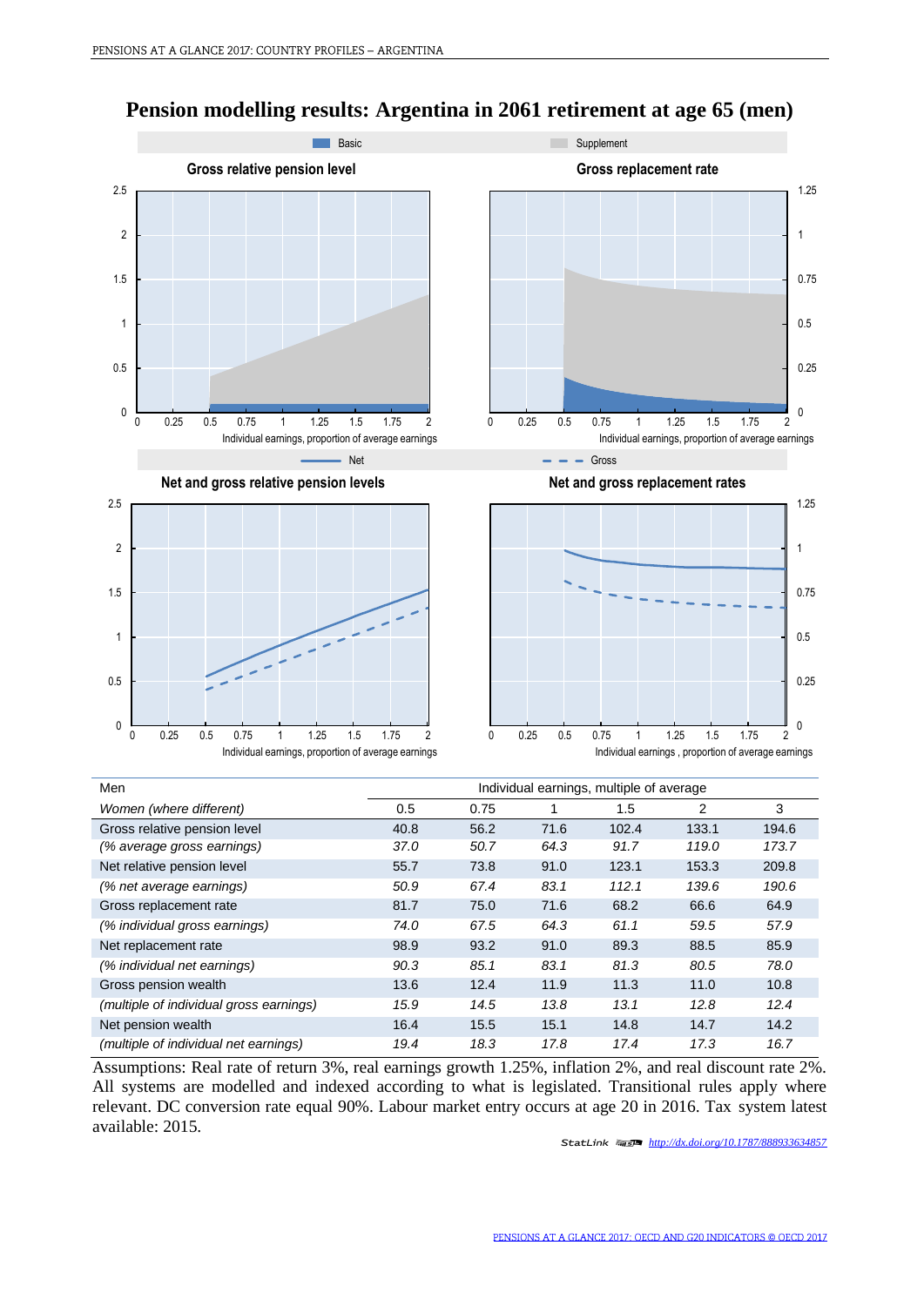# Pension modelling results: Argentina in 2061 retirement at age 65 (men)

Basic

Supplement

Gross relative pension level

2.5
2
1.5
1
0.5
0
0 0.25 0.5 0.75 1 1.25 1.5 1.75 2
Individual earnings, proportion of average earnings

Gross replacement rate

1.25
1
0.75
0.5
0.25
0
0 0.25 0.5 0.75 1 1.25 1.5 1.75 2
Individual earnings, proportion of average earnings

Net

Gross

Net and gross relative pension levels

2.5
2
1.5
1
0.5
0
0 0.25 0.5 0.75 1 1.25 1.5 1.75 2
Individual earnings, proportion of average earnings

Net and gross replacement rates

1.25
1
0.75
0.5
0.25
0
0 0.25 0.5 0.75 1 1.25 1.5 1.75 2
Individual earnings , proportion of average earnings

| Men | Individual earnings, multiple of average | | | | | |
|---|---|---|---|---|---|---|
| *Women (where different)* | 0.5 | 0.75 | 1 | 1.5 | 2 | 3 |
| Gross relative pension level | 40.8 | 56.2 | 71.6 | 102.4 | 133.1 | 194.6 |
| *(% average gross earnings)* | *37.0* | *50.7* | *64.3* | *91.7* | *119.0* | *173.7* |
| Net relative pension level | 55.7 | 73.8 | 91.0 | 123.1 | 153.3 | 209.8 |
| *(% net average earnings)* | *50.9* | *67.4* | *83.1* | *112.1* | *139.6* | *190.6* |
| Gross replacement rate | 81.7 | 75.0 | 71.6 | 68.2 | 66.6 | 64.9 |
| *(% individual gross earnings)* | *74.0* | *67.5* | *64.3* | *61.1* | *59.5* | *57.9* |
| Net replacement rate | 98.9 | 93.2 | 91.0 | 89.3 | 88.5 | 85.9 |
| *(% individual net earnings)* | *90.3* | *85.1* | *83.1* | *81.3* | *80.5* | *78.0* |
| Gross pension wealth | 13.6 | 12.4 | 11.9 | 11.3 | 11.0 | 10.8 |
| *(multiple of individual gross earnings)* | *15.9* | *14.5* | *13.8* | *13.1* | *12.8* | *12.4* |
| Net pension wealth | 16.4 | 15.5 | 15.1 | 14.8 | 14.7 | 14.2 |
| *(multiple of individual net earnings)* | *19.4* | *18.3* | *17.8* | *17.4* | *17.3* | *16.7* |

Assumptions: Real rate of return 3%, real earnings growth 1.25%, inflation 2%, and real discount rate 2%. All systems are modelled and indexed according to what is legislated. Transitional rules apply where relevant. DC conversion rate equal 90%. Labour market entry occurs at age 20 in 2016. Tax system latest available: 2015.

StatLink http://dx.doi.org/10.1787/888933634857